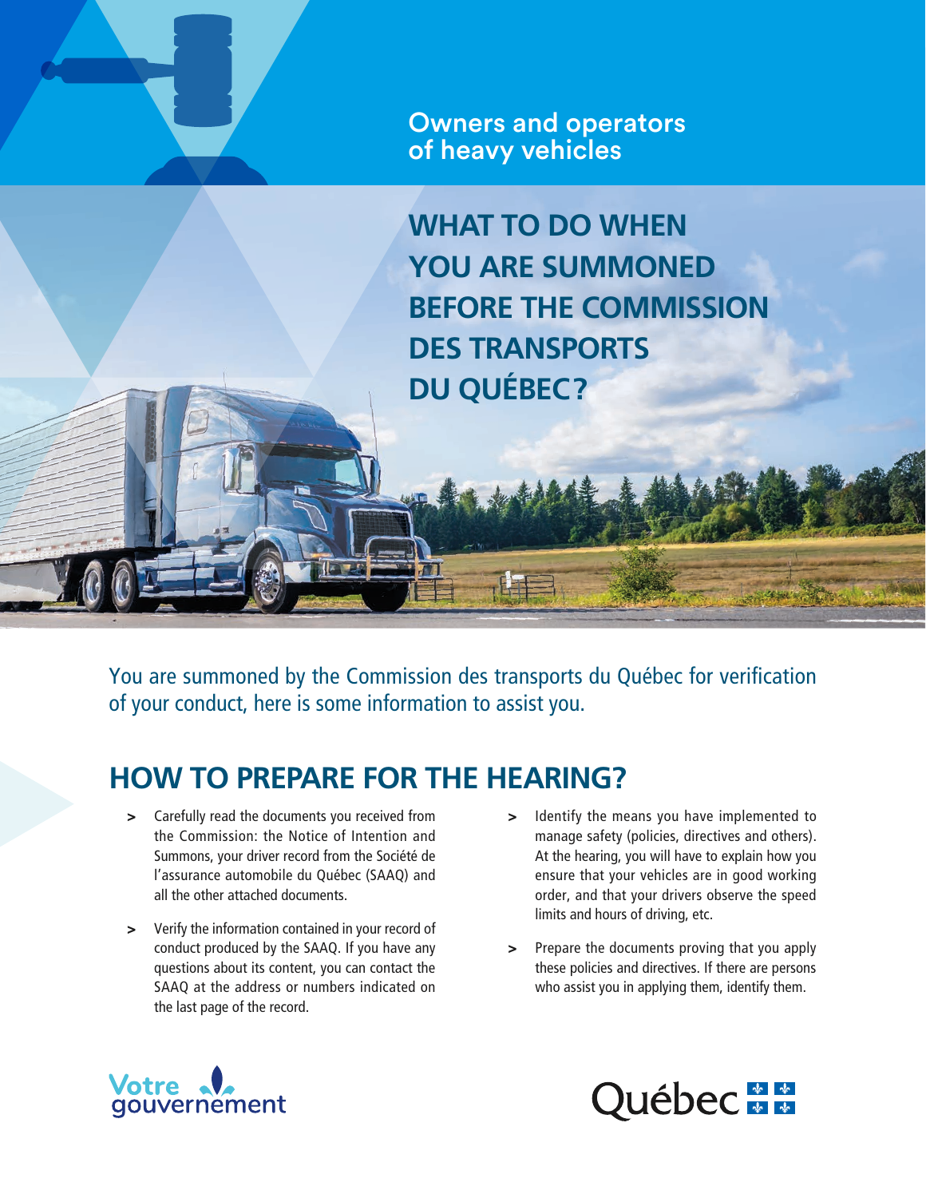Owners and operators of heavy vehicles

# WHAT TO DO WHEN YOU ARE SUMMONED BEFORE THE COMMISSION DES TRANSPORTS DU QUÉBEC?

You are summoned by the Commission des transports du Québec for verification of your conduct, here is some information to assist you.

## HOW TO PREPARE FOR THE HEARING?

- Carefully read the documents you received from the Commission: the Notice of Intention and Summons, your driver record from the Société de l'assurance automobile du Québec (SAAQ) and all the other attached documents.
- Verify the information contained in your record of conduct produced by the SAAQ. If you have any questions about its content, you can contact the SAAQ at the address or numbers indicated on the last page of the record.
- Identify the means you have implemented to manage safety (policies, directives and others). At the hearing, you will have to explain how you ensure that your vehicles are in good working order, and that your drivers observe the speed limits and hours of driving, etc.
- Prepare the documents proving that you apply these policies and directives. If there are persons who assist you in applying them, identify them.

Votre gouvernement

Québec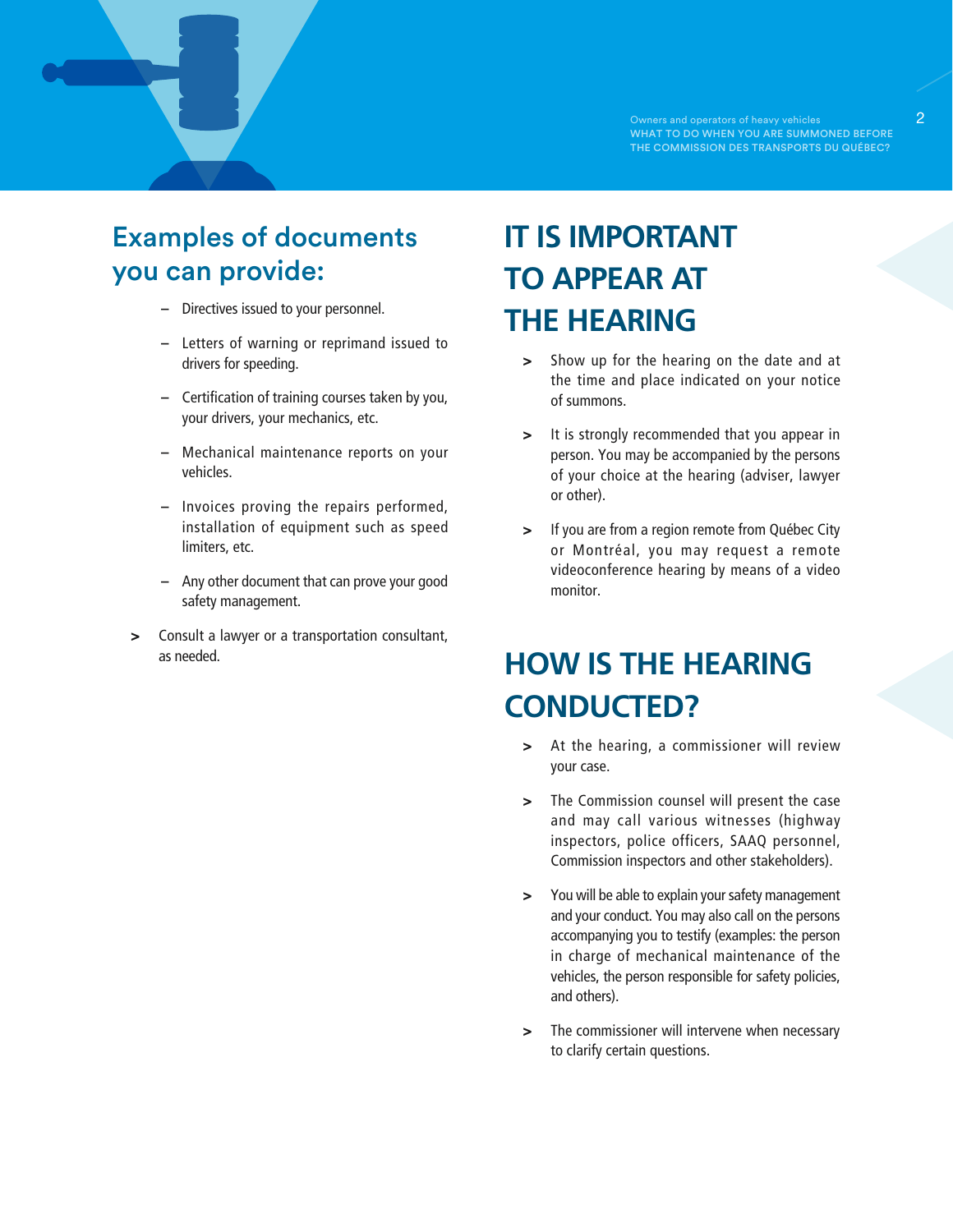## Examples of documents you can provide:

- Directives issued to your personnel.
- Letters of warning or reprimand issued to drivers for speeding.
- Certification of training courses taken by you, your drivers, your mechanics, etc.
- Mechanical maintenance reports on your vehicles.
- Invoices proving the repairs performed, installation of equipment such as speed limiters, etc.
- Any other document that can prove your good safety management.

> Consult a lawyer or a transportation consultant, as needed.

## IT IS IMPORTANT TO APPEAR AT THE HEARING

> Show up for the hearing on the date and at the time and place indicated on your notice of summons.

> It is strongly recommended that you appear in person. You may be accompanied by the persons of your choice at the hearing (adviser, lawyer or other).

> If you are from a region remote from Québec City or Montréal, you may request a remote videoconference hearing by means of a video monitor.

## HOW IS THE HEARING CONDUCTED?

> At the hearing, a commissioner will review your case.

> The Commission counsel will present the case and may call various witnesses (highway inspectors, police officers, SAAQ personnel, Commission inspectors and other stakeholders).

> You will be able to explain your safety management and your conduct. You may also call on the persons accompanying you to testify (examples: the person in charge of mechanical maintenance of the vehicles, the person responsible for safety policies, and others).

> The commissioner will intervene when necessary to clarify certain questions.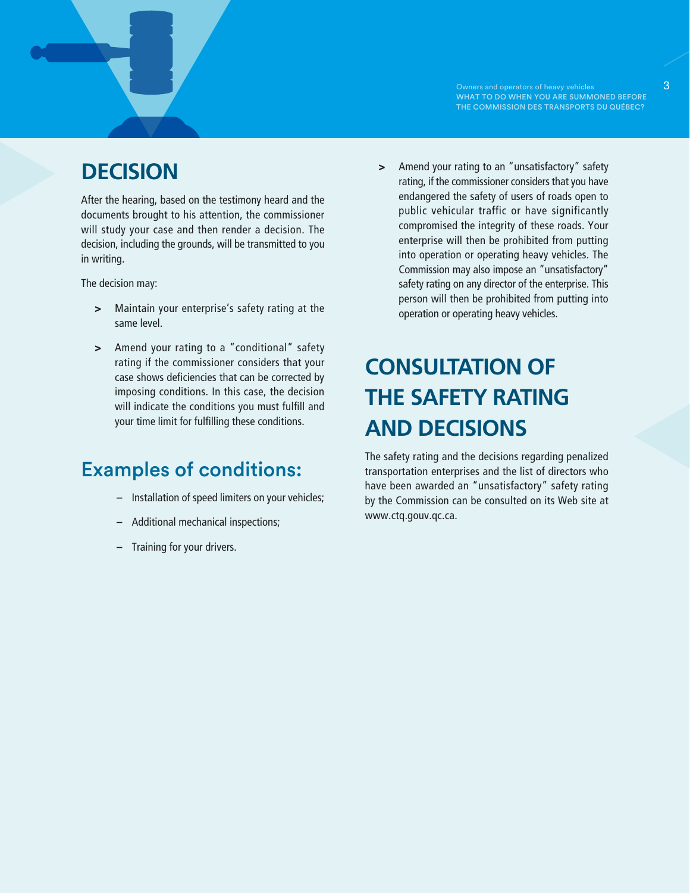## DECISION

After the hearing, based on the testimony heard and the documents brought to his attention, the commissioner will study your case and then render a decision. The decision, including the grounds, will be transmitted to you in writing.

The decision may:

- Maintain your enterprise's safety rating at the same level.
- Amend your rating to a "conditional" safety rating if the commissioner considers that your case shows deficiencies that can be corrected by imposing conditions. In this case, the decision will indicate the conditions you must fulfill and your time limit for fulfilling these conditions.

### Examples of conditions:

- Installation of speed limiters on your vehicles;
- Additional mechanical inspections;
- Training for your drivers.

- Amend your rating to an "unsatisfactory" safety rating, if the commissioner considers that you have endangered the safety of users of roads open to public vehicular traffic or have significantly compromised the integrity of these roads. Your enterprise will then be prohibited from putting into operation or operating heavy vehicles. The Commission may also impose an "unsatisfactory" safety rating on any director of the enterprise. This person will then be prohibited from putting into operation or operating heavy vehicles.

## CONSULTATION OF THE SAFETY RATING AND DECISIONS

The safety rating and the decisions regarding penalized transportation enterprises and the list of directors who have been awarded an "unsatisfactory" safety rating by the Commission can be consulted on its Web site at www.ctq.gouv.qc.ca.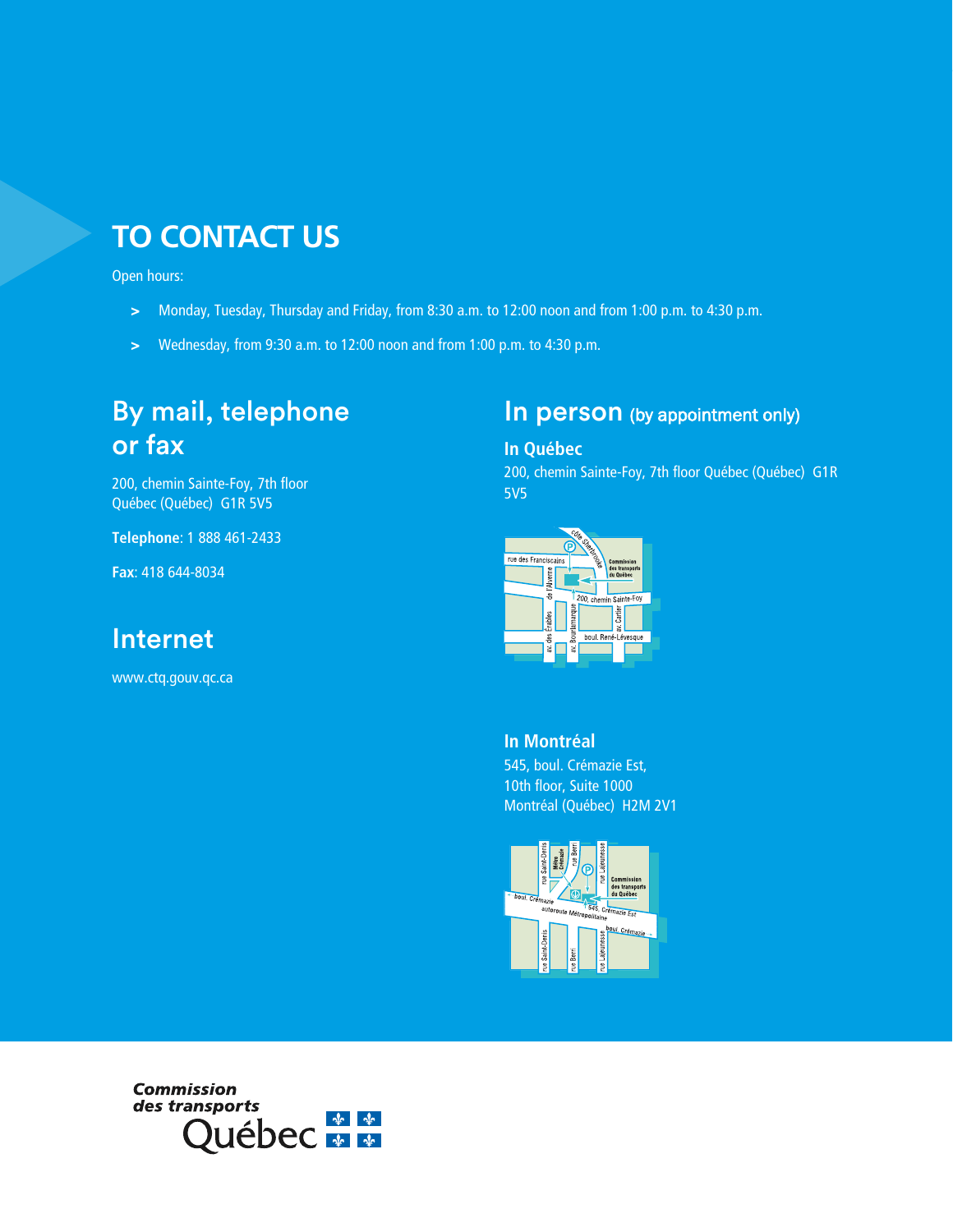# TO CONTACT US

Open hours:

- Monday, Tuesday, Thursday and Friday, from 8:30 a.m. to 12:00 noon and from 1:00 p.m. to 4:30 p.m.
- Wednesday, from 9:30 a.m. to 12:00 noon and from 1:00 p.m. to 4:30 p.m.

## By mail, telephone or fax

200, chemin Sainte-Foy, 7th floor
Québec (Québec)  G1R 5V5

**Telephone**: 1 888 461-2433

**Fax**: 418 644-8034

## Internet

www.ctq.gouv.qc.ca

## In person (by appointment only)

### In Québec

200, chemin Sainte-Foy, 7th floor Québec (Québec)  G1R 5V5

### In Montréal

545, boul. Crémazie Est,
10th floor, Suite 1000
Montréal (Québec)  H2M 2V1

Commission des transports Québec